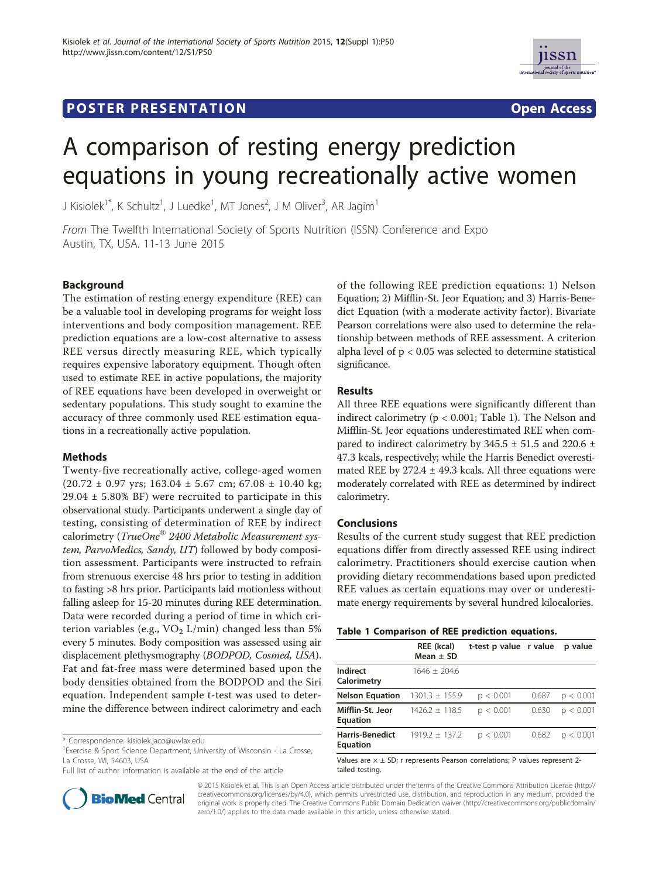POSTER PRESENTATION Open Access

# A comparison of resting energy prediction equations in young recreationally active women

J Kisiolek[1*], K Schultz[1], J Luedke[1], MT Jones[2], J M Oliver[3], AR Jagim[1]

*From* The Twelfth International Society of Sports Nutrition (ISSN) Conference and Expo
Austin, TX, USA. 11-13 June 2015

## Background

The estimation of resting energy expenditure (REE) can be a valuable tool in developing programs for weight loss interventions and body composition management. REE prediction equations are a low-cost alternative to assess REE versus directly measuring REE, which typically requires expensive laboratory equipment. Though often used to estimate REE in active populations, the majority of REE equations have been developed in overweight or sedentary populations. This study sought to examine the accuracy of three commonly used REE estimation equations in a recreationally active population.

## Methods

Twenty-five recreationally active, college-aged women (20.72 ± 0.97 yrs; 163.04 ± 5.67 cm; 67.08 ± 10.40 kg; 29.04 ± 5.80% BF) were recruited to participate in this observational study. Participants underwent a single day of testing, consisting of determination of REE by indirect calorimetry (*TrueOne® 2400 Metabolic Measurement system, ParvoMedics, Sandy, UT*) followed by body composition assessment. Participants were instructed to refrain from strenuous exercise 48 hrs prior to testing in addition to fasting >8 hrs prior. Participants laid motionless without falling asleep for 15-20 minutes during REE determination. Data were recorded during a period of time in which criterion variables (e.g., $VO_2$ L/min) changed less than 5% every 5 minutes. Body composition was assessed using air displacement plethysmography (*BODPOD, Cosmed, USA*). Fat and fat-free mass were determined based upon the body densities obtained from the BODPOD and the Siri equation. Independent sample t-test was used to determine the difference between indirect calorimetry and each of the following REE prediction equations: 1) Nelson Equation; 2) Mifflin-St. Jeor Equation; and 3) Harris-Benedict Equation (with a moderate activity factor). Bivariate Pearson correlations were also used to determine the relationship between methods of REE assessment. A criterion alpha level of $p < 0.05$ was selected to determine statistical significance.

## Results

All three REE equations were significantly different than indirect calorimetry ($p < 0.001$; Table 1). The Nelson and Mifflin-St. Jeor equations underestimated REE when compared to indirect calorimetry by 345.5 ± 51.5 and 220.6 ± 47.3 kcals, respectively; while the Harris Benedict overestimated REE by 272.4 ± 49.3 kcals. All three equations were moderately correlated with REE as determined by indirect calorimetry.

## Conclusions

Results of the current study suggest that REE prediction equations differ from directly assessed REE using indirect calorimetry. Practitioners should exercise caution when providing dietary recommendations based upon predicted REE values as certain equations may over or underestimate energy requirements by several hundred kilocalories.

**Table 1 Comparison of REE prediction equations.**

| | REE (kcal) Mean ± SD | t-test p value | r value | p value |
|---|---|---|---|---|
| **Indirect Calorimetry** | 1646 ± 204.6 | | | |
| **Nelson Equation** | 1301.3 ± 155.9 | $p < 0.001$ | 0.687 | $p < 0.001$ |
| **Mifflin-St. Jeor Equation** | 1426.2 ± 118.5 | $p < 0.001$ | 0.630 | $p < 0.001$ |
| **Harris-Benedict Equation** | 1919.2 ± 137.2 | $p < 0.001$ | 0.682 | $p < 0.001$ |

Values are x ± SD; r represents Pearson correlations; P values represent 2-tailed testing.

\* Correspondence: kisiolek.jaco@uwlax.edu
[1]Exercise & Sport Science Department, University of Wisconsin - La Crosse, La Crosse, WI, 54603, USA
Full list of author information is available at the end of the article

© 2015 Kisiolek et al. This is an Open Access article distributed under the terms of the Creative Commons Attribution License (http://creativecommons.org/licenses/by/4.0), which permits unrestricted use, distribution, and reproduction in any medium, provided the original work is properly cited. The Creative Commons Public Domain Dedication waiver (http://creativecommons.org/publicdomain/zero/1.0/) applies to the data made available in this article, unless otherwise stated.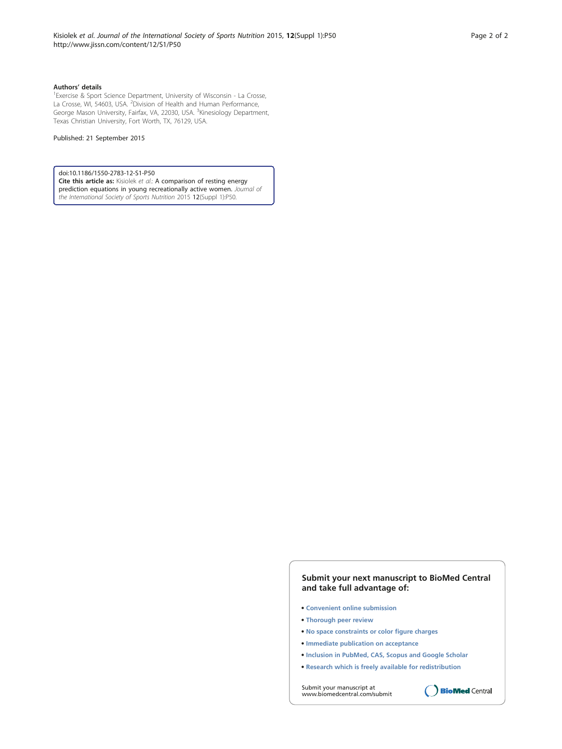### Authors' details

[1]Exercise & Sport Science Department, University of Wisconsin - La Crosse, La Crosse, WI, 54603, USA. [2]Division of Health and Human Performance, George Mason University, Fairfax, VA, 22030, USA. [3]Kinesiology Department, Texas Christian University, Fort Worth, TX, 76129, USA.

Published: 21 September 2015

doi:10.1186/1550-2783-12-S1-P50
**Cite this article as:** Kisiolek *et al.*: A comparison of resting energy prediction equations in young recreationally active women. *Journal of the International Society of Sports Nutrition* 2015 **12**(Suppl 1):P50.

**Submit your next manuscript to BioMed Central and take full advantage of:**

- **Convenient online submission**
- **Thorough peer review**
- **No space constraints or color figure charges**
- **Immediate publication on acceptance**
- **Inclusion in PubMed, CAS, Scopus and Google Scholar**
- **Research which is freely available for redistribution**

Submit your manuscript at
www.biomedcentral.com/submit

BioMed Central